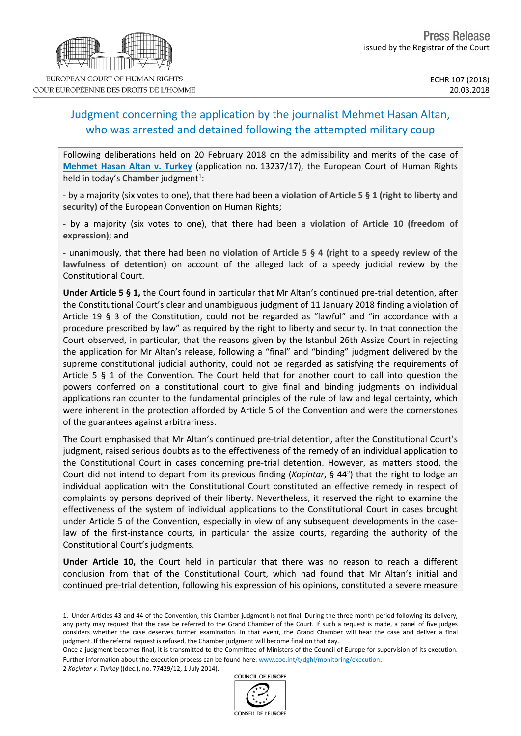Press Release
issued by the Registrar of the Court

EUROPEAN COURT OF HUMAN RIGHTS
COUR EUROPÉENNE DES DROITS DE L'HOMME

ECHR 107 (2018)
20.03.2018

# Judgment concerning the application by the journalist Mehmet Hasan Altan, who was arrested and detained following the attempted military coup

Following deliberations held on 20 February 2018 on the admissibility and merits of the case of **Mehmet Hasan Altan v. Turkey** (application no. 13237/17), the European Court of Human Rights held in today's **Chamber** judgment[1]:

- by a majority (six votes to one), that there had been **a violation of Article 5 § 1 (right to liberty and security)** of the European Convention on Human Rights;

- by a majority (six votes to one), that there had been **a violation of Article 10 (freedom of expression)**; and

- unanimously, that there had been **no violation of Article 5 § 4 (right to a speedy review of the lawfulness of detention)** on account of the alleged lack of a speedy judicial review by the Constitutional Court.

**Under Article 5 § 1,** the Court found in particular that Mr Altan's continued pre-trial detention, after the Constitutional Court's clear and unambiguous judgment of 11 January 2018 finding a violation of Article 19 § 3 of the Constitution, could not be regarded as "lawful" and "in accordance with a procedure prescribed by law" as required by the right to liberty and security. In that connection the Court observed, in particular, that the reasons given by the Istanbul 26th Assize Court in rejecting the application for Mr Altan's release, following a "final" and "binding" judgment delivered by the supreme constitutional judicial authority, could not be regarded as satisfying the requirements of Article 5 § 1 of the Convention. The Court held that for another court to call into question the powers conferred on a constitutional court to give final and binding judgments on individual applications ran counter to the fundamental principles of the rule of law and legal certainty, which were inherent in the protection afforded by Article 5 of the Convention and were the cornerstones of the guarantees against arbitrariness.

The Court emphasised that Mr Altan's continued pre-trial detention, after the Constitutional Court's judgment, raised serious doubts as to the effectiveness of the remedy of an individual application to the Constitutional Court in cases concerning pre-trial detention. However, as matters stood, the Court did not intend to depart from its previous finding (*Koçintar*, § 44[2]) that the right to lodge an individual application with the Constitutional Court constituted an effective remedy in respect of complaints by persons deprived of their liberty. Nevertheless, it reserved the right to examine the effectiveness of the system of individual applications to the Constitutional Court in cases brought under Article 5 of the Convention, especially in view of any subsequent developments in the case-law of the first-instance courts, in particular the assize courts, regarding the authority of the Constitutional Court's judgments.

**Under Article 10,** the Court held in particular that there was no reason to reach a different conclusion from that of the Constitutional Court, which had found that Mr Altan's initial and continued pre-trial detention, following his expression of his opinions, constituted a severe measure

1. Under Articles 43 and 44 of the Convention, this Chamber judgment is not final. During the three-month period following its delivery, any party may request that the case be referred to the Grand Chamber of the Court. If such a request is made, a panel of five judges considers whether the case deserves further examination. In that event, the Grand Chamber will hear the case and deliver a final judgment. If the referral request is refused, the Chamber judgment will become final on that day.
Once a judgment becomes final, it is transmitted to the Committee of Ministers of the Council of Europe for supervision of its execution. Further information about the execution process can be found here: www.coe.int/t/dghl/monitoring/execution.

2 *Koçintar v. Turkey* ((dec.), no. 77429/12, 1 July 2014).

COUNCIL OF EUROPE
CONSEIL DE L'EUROPE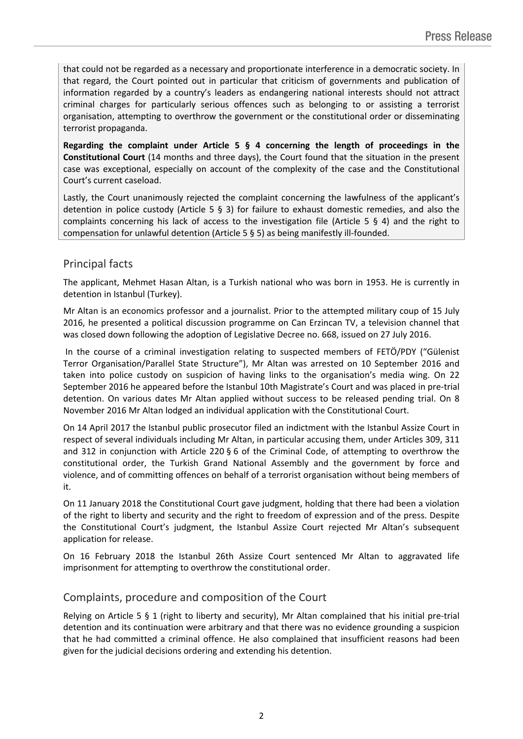that could not be regarded as a necessary and proportionate interference in a democratic society. In that regard, the Court pointed out in particular that criticism of governments and publication of information regarded by a country's leaders as endangering national interests should not attract criminal charges for particularly serious offences such as belonging to or assisting a terrorist organisation, attempting to overthrow the government or the constitutional order or disseminating terrorist propaganda.

**Regarding the complaint under Article 5 § 4 concerning the length of proceedings in the Constitutional Court** (14 months and three days), the Court found that the situation in the present case was exceptional, especially on account of the complexity of the case and the Constitutional Court's current caseload.

Lastly, the Court unanimously rejected the complaint concerning the lawfulness of the applicant's detention in police custody (Article 5 § 3) for failure to exhaust domestic remedies, and also the complaints concerning his lack of access to the investigation file (Article 5 § 4) and the right to compensation for unlawful detention (Article 5 § 5) as being manifestly ill-founded.

## Principal facts

The applicant, Mehmet Hasan Altan, is a Turkish national who was born in 1953. He is currently in detention in Istanbul (Turkey).

Mr Altan is an economics professor and a journalist. Prior to the attempted military coup of 15 July 2016, he presented a political discussion programme on Can Erzincan TV, a television channel that was closed down following the adoption of Legislative Decree no. 668, issued on 27 July 2016.

In the course of a criminal investigation relating to suspected members of FETÖ/PDY ("Gülenist Terror Organisation/Parallel State Structure"), Mr Altan was arrested on 10 September 2016 and taken into police custody on suspicion of having links to the organisation's media wing. On 22 September 2016 he appeared before the Istanbul 10th Magistrate's Court and was placed in pre-trial detention. On various dates Mr Altan applied without success to be released pending trial. On 8 November 2016 Mr Altan lodged an individual application with the Constitutional Court.

On 14 April 2017 the Istanbul public prosecutor filed an indictment with the Istanbul Assize Court in respect of several individuals including Mr Altan, in particular accusing them, under Articles 309, 311 and 312 in conjunction with Article 220 § 6 of the Criminal Code, of attempting to overthrow the constitutional order, the Turkish Grand National Assembly and the government by force and violence, and of committing offences on behalf of a terrorist organisation without being members of it.

On 11 January 2018 the Constitutional Court gave judgment, holding that there had been a violation of the right to liberty and security and the right to freedom of expression and of the press. Despite the Constitutional Court's judgment, the Istanbul Assize Court rejected Mr Altan's subsequent application for release.

On 16 February 2018 the Istanbul 26th Assize Court sentenced Mr Altan to aggravated life imprisonment for attempting to overthrow the constitutional order.

## Complaints, procedure and composition of the Court

Relying on Article 5 § 1 (right to liberty and security), Mr Altan complained that his initial pre-trial detention and its continuation were arbitrary and that there was no evidence grounding a suspicion that he had committed a criminal offence. He also complained that insufficient reasons had been given for the judicial decisions ordering and extending his detention.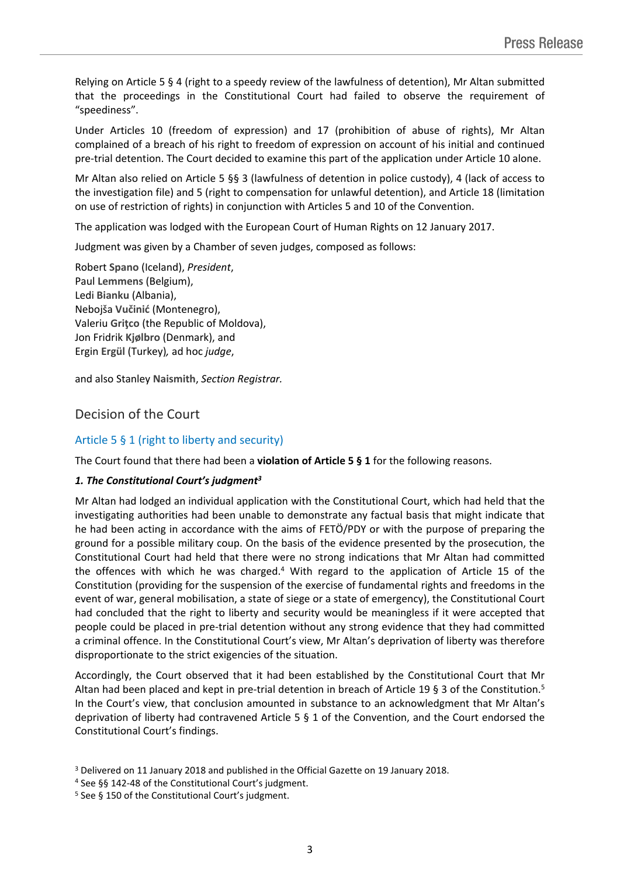Relying on Article 5 § 4 (right to a speedy review of the lawfulness of detention), Mr Altan submitted that the proceedings in the Constitutional Court had failed to observe the requirement of "speediness".

Under Articles 10 (freedom of expression) and 17 (prohibition of abuse of rights), Mr Altan complained of a breach of his right to freedom of expression on account of his initial and continued pre-trial detention. The Court decided to examine this part of the application under Article 10 alone.

Mr Altan also relied on Article 5 §§ 3 (lawfulness of detention in police custody), 4 (lack of access to the investigation file) and 5 (right to compensation for unlawful detention), and Article 18 (limitation on use of restriction of rights) in conjunction with Articles 5 and 10 of the Convention.

The application was lodged with the European Court of Human Rights on 12 January 2017.

Judgment was given by a Chamber of seven judges, composed as follows:

Robert **Spano** (Iceland), *President*,
Paul **Lemmens** (Belgium),
Ledi **Bianku** (Albania),
Nebojša **Vučinić** (Montenegro),
Valeriu **Griţco** (the Republic of Moldova),
Jon Fridrik **Kjølbro** (Denmark), and
Ergin **Ergül** (Turkey)*,* ad hoc *judge*,

and also Stanley **Naismith**, *Section Registrar.*

## Decision of the Court

### Article 5 § 1 (right to liberty and security)

The Court found that there had been a **violation of Article 5 § 1** for the following reasons.

***1. The Constitutional Court's judgment[3]***

Mr Altan had lodged an individual application with the Constitutional Court, which had held that the investigating authorities had been unable to demonstrate any factual basis that might indicate that he had been acting in accordance with the aims of FETÖ/PDY or with the purpose of preparing the ground for a possible military coup. On the basis of the evidence presented by the prosecution, the Constitutional Court had held that there were no strong indications that Mr Altan had committed the offences with which he was charged.[4] With regard to the application of Article 15 of the Constitution (providing for the suspension of the exercise of fundamental rights and freedoms in the event of war, general mobilisation, a state of siege or a state of emergency), the Constitutional Court had concluded that the right to liberty and security would be meaningless if it were accepted that people could be placed in pre-trial detention without any strong evidence that they had committed a criminal offence. In the Constitutional Court's view, Mr Altan's deprivation of liberty was therefore disproportionate to the strict exigencies of the situation.

Accordingly, the Court observed that it had been established by the Constitutional Court that Mr Altan had been placed and kept in pre-trial detention in breach of Article 19 § 3 of the Constitution.[5] In the Court's view, that conclusion amounted in substance to an acknowledgment that Mr Altan's deprivation of liberty had contravened Article 5 § 1 of the Convention, and the Court endorsed the Constitutional Court's findings.

[3] Delivered on 11 January 2018 and published in the Official Gazette on 19 January 2018.

[4] See §§ 142-48 of the Constitutional Court's judgment.

[5] See § 150 of the Constitutional Court's judgment.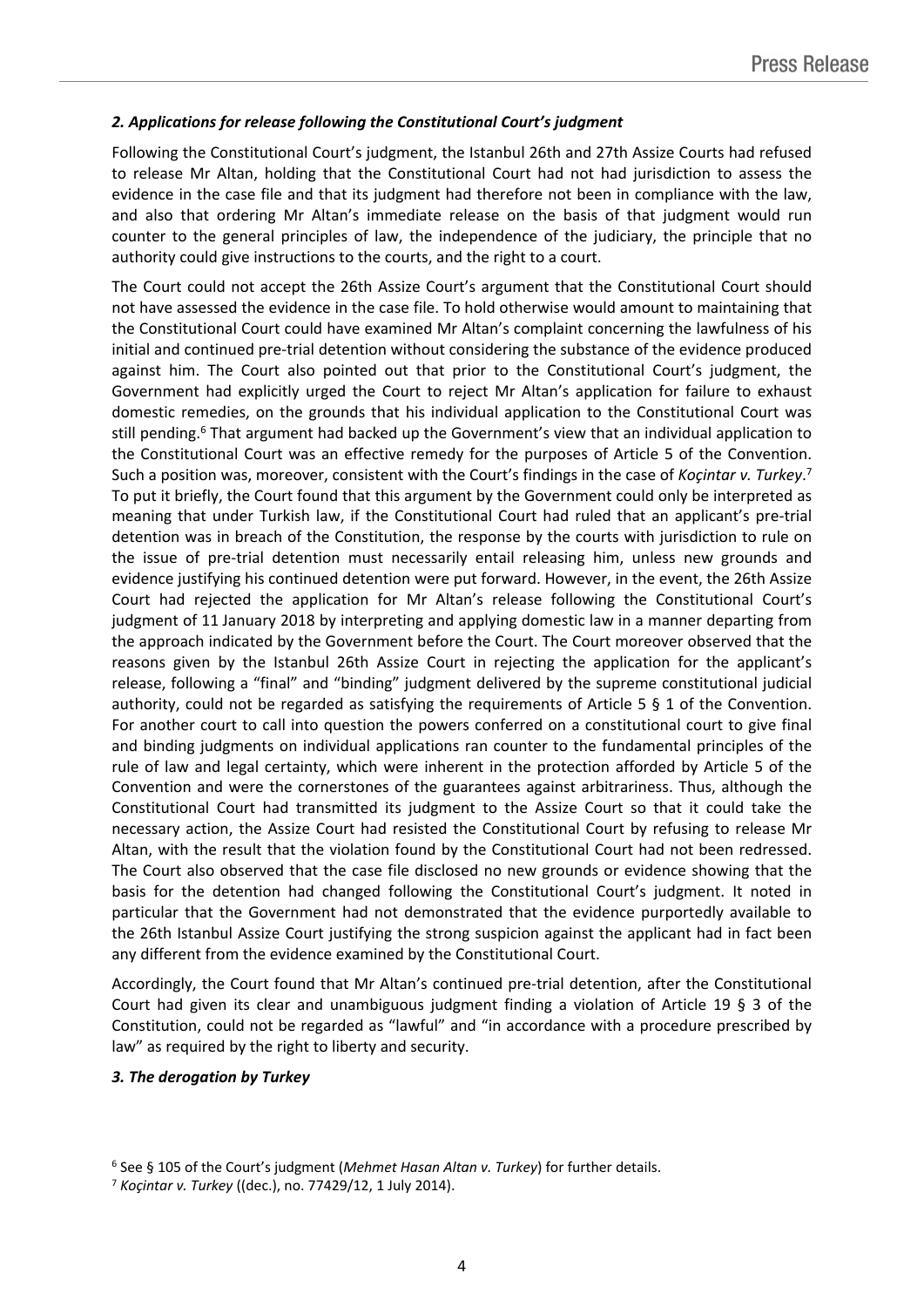### *2. Applications for release following the Constitutional Court's judgment*

Following the Constitutional Court's judgment, the Istanbul 26th and 27th Assize Courts had refused to release Mr Altan, holding that the Constitutional Court had not had jurisdiction to assess the evidence in the case file and that its judgment had therefore not been in compliance with the law, and also that ordering Mr Altan's immediate release on the basis of that judgment would run counter to the general principles of law, the independence of the judiciary, the principle that no authority could give instructions to the courts, and the right to a court.

The Court could not accept the 26th Assize Court's argument that the Constitutional Court should not have assessed the evidence in the case file. To hold otherwise would amount to maintaining that the Constitutional Court could have examined Mr Altan's complaint concerning the lawfulness of his initial and continued pre-trial detention without considering the substance of the evidence produced against him. The Court also pointed out that prior to the Constitutional Court's judgment, the Government had explicitly urged the Court to reject Mr Altan's application for failure to exhaust domestic remedies, on the grounds that his individual application to the Constitutional Court was still pending.[6] That argument had backed up the Government's view that an individual application to the Constitutional Court was an effective remedy for the purposes of Article 5 of the Convention. Such a position was, moreover, consistent with the Court's findings in the case of *Koçintar v. Turkey*.[7] To put it briefly, the Court found that this argument by the Government could only be interpreted as meaning that under Turkish law, if the Constitutional Court had ruled that an applicant's pre-trial detention was in breach of the Constitution, the response by the courts with jurisdiction to rule on the issue of pre-trial detention must necessarily entail releasing him, unless new grounds and evidence justifying his continued detention were put forward. However, in the event, the 26th Assize Court had rejected the application for Mr Altan's release following the Constitutional Court's judgment of 11 January 2018 by interpreting and applying domestic law in a manner departing from the approach indicated by the Government before the Court. The Court moreover observed that the reasons given by the Istanbul 26th Assize Court in rejecting the application for the applicant's release, following a "final" and "binding" judgment delivered by the supreme constitutional judicial authority, could not be regarded as satisfying the requirements of Article 5 § 1 of the Convention. For another court to call into question the powers conferred on a constitutional court to give final and binding judgments on individual applications ran counter to the fundamental principles of the rule of law and legal certainty, which were inherent in the protection afforded by Article 5 of the Convention and were the cornerstones of the guarantees against arbitrariness. Thus, although the Constitutional Court had transmitted its judgment to the Assize Court so that it could take the necessary action, the Assize Court had resisted the Constitutional Court by refusing to release Mr Altan, with the result that the violation found by the Constitutional Court had not been redressed. The Court also observed that the case file disclosed no new grounds or evidence showing that the basis for the detention had changed following the Constitutional Court's judgment. It noted in particular that the Government had not demonstrated that the evidence purportedly available to the 26th Istanbul Assize Court justifying the strong suspicion against the applicant had in fact been any different from the evidence examined by the Constitutional Court.

Accordingly, the Court found that Mr Altan's continued pre-trial detention, after the Constitutional Court had given its clear and unambiguous judgment finding a violation of Article 19 § 3 of the Constitution, could not be regarded as "lawful" and "in accordance with a procedure prescribed by law" as required by the right to liberty and security.

### *3. The derogation by Turkey*

[6] See § 105 of the Court's judgment (*Mehmet Hasan Altan v. Turkey*) for further details.

[7] *Koçintar v. Turkey* ((dec.), no. 77429/12, 1 July 2014).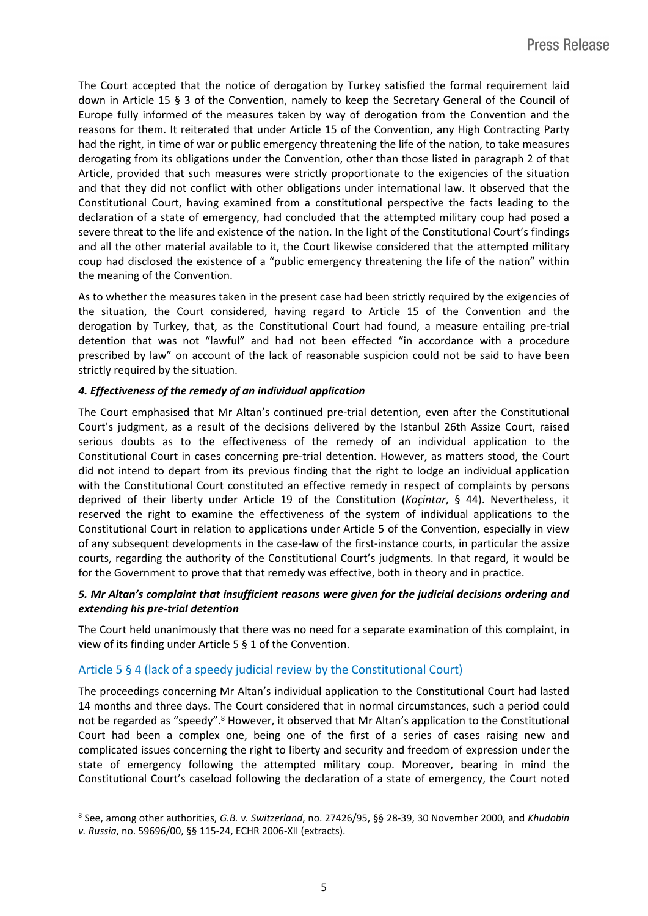The Court accepted that the notice of derogation by Turkey satisfied the formal requirement laid down in Article 15 § 3 of the Convention, namely to keep the Secretary General of the Council of Europe fully informed of the measures taken by way of derogation from the Convention and the reasons for them. It reiterated that under Article 15 of the Convention, any High Contracting Party had the right, in time of war or public emergency threatening the life of the nation, to take measures derogating from its obligations under the Convention, other than those listed in paragraph 2 of that Article, provided that such measures were strictly proportionate to the exigencies of the situation and that they did not conflict with other obligations under international law. It observed that the Constitutional Court, having examined from a constitutional perspective the facts leading to the declaration of a state of emergency, had concluded that the attempted military coup had posed a severe threat to the life and existence of the nation. In the light of the Constitutional Court's findings and all the other material available to it, the Court likewise considered that the attempted military coup had disclosed the existence of a "public emergency threatening the life of the nation" within the meaning of the Convention.

As to whether the measures taken in the present case had been strictly required by the exigencies of the situation, the Court considered, having regard to Article 15 of the Convention and the derogation by Turkey, that, as the Constitutional Court had found, a measure entailing pre-trial detention that was not "lawful" and had not been effected "in accordance with a procedure prescribed by law" on account of the lack of reasonable suspicion could not be said to have been strictly required by the situation.

#### *4. Effectiveness of the remedy of an individual application*

The Court emphasised that Mr Altan's continued pre-trial detention, even after the Constitutional Court's judgment, as a result of the decisions delivered by the Istanbul 26th Assize Court, raised serious doubts as to the effectiveness of the remedy of an individual application to the Constitutional Court in cases concerning pre-trial detention. However, as matters stood, the Court did not intend to depart from its previous finding that the right to lodge an individual application with the Constitutional Court constituted an effective remedy in respect of complaints by persons deprived of their liberty under Article 19 of the Constitution (*Koçintar*, § 44). Nevertheless, it reserved the right to examine the effectiveness of the system of individual applications to the Constitutional Court in relation to applications under Article 5 of the Convention, especially in view of any subsequent developments in the case-law of the first-instance courts, in particular the assize courts, regarding the authority of the Constitutional Court's judgments. In that regard, it would be for the Government to prove that that remedy was effective, both in theory and in practice.

#### *5. Mr Altan's complaint that insufficient reasons were given for the judicial decisions ordering and extending his pre-trial detention*

The Court held unanimously that there was no need for a separate examination of this complaint, in view of its finding under Article 5 § 1 of the Convention.

### Article 5 § 4 (lack of a speedy judicial review by the Constitutional Court)

The proceedings concerning Mr Altan's individual application to the Constitutional Court had lasted 14 months and three days. The Court considered that in normal circumstances, such a period could not be regarded as "speedy".[8] However, it observed that Mr Altan's application to the Constitutional Court had been a complex one, being one of the first of a series of cases raising new and complicated issues concerning the right to liberty and security and freedom of expression under the state of emergency following the attempted military coup. Moreover, bearing in mind the Constitutional Court's caseload following the declaration of a state of emergency, the Court noted

[8] See, among other authorities, *G.B. v. Switzerland*, no. 27426/95, §§ 28-39, 30 November 2000, and *Khudobin v. Russia*, no. 59696/00, §§ 115-24, ECHR 2006-XII (extracts).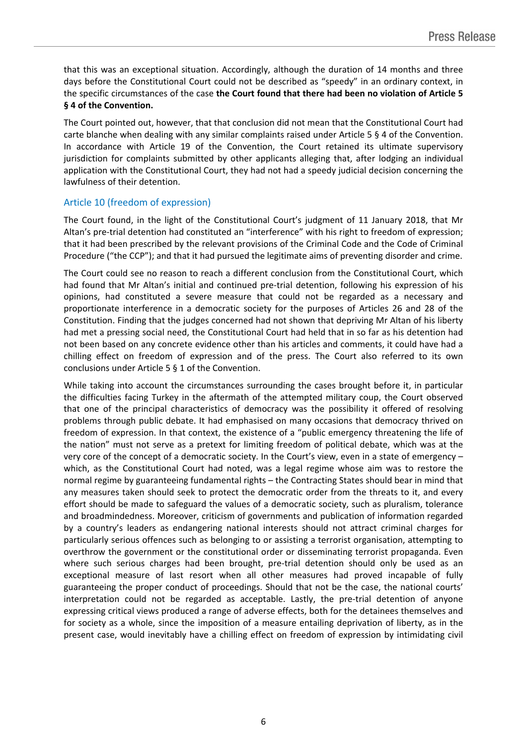that this was an exceptional situation. Accordingly, although the duration of 14 months and three days before the Constitutional Court could not be described as "speedy" in an ordinary context, in the specific circumstances of the case **the Court found that there had been no violation of Article 5 § 4 of the Convention.**

The Court pointed out, however, that that conclusion did not mean that the Constitutional Court had carte blanche when dealing with any similar complaints raised under Article 5 § 4 of the Convention. In accordance with Article 19 of the Convention, the Court retained its ultimate supervisory jurisdiction for complaints submitted by other applicants alleging that, after lodging an individual application with the Constitutional Court, they had not had a speedy judicial decision concerning the lawfulness of their detention.

## Article 10 (freedom of expression)

The Court found, in the light of the Constitutional Court's judgment of 11 January 2018, that Mr Altan's pre-trial detention had constituted an "interference" with his right to freedom of expression; that it had been prescribed by the relevant provisions of the Criminal Code and the Code of Criminal Procedure ("the CCP"); and that it had pursued the legitimate aims of preventing disorder and crime.

The Court could see no reason to reach a different conclusion from the Constitutional Court, which had found that Mr Altan's initial and continued pre-trial detention, following his expression of his opinions, had constituted a severe measure that could not be regarded as a necessary and proportionate interference in a democratic society for the purposes of Articles 26 and 28 of the Constitution. Finding that the judges concerned had not shown that depriving Mr Altan of his liberty had met a pressing social need, the Constitutional Court had held that in so far as his detention had not been based on any concrete evidence other than his articles and comments, it could have had a chilling effect on freedom of expression and of the press. The Court also referred to its own conclusions under Article 5 § 1 of the Convention.

While taking into account the circumstances surrounding the cases brought before it, in particular the difficulties facing Turkey in the aftermath of the attempted military coup, the Court observed that one of the principal characteristics of democracy was the possibility it offered of resolving problems through public debate. It had emphasised on many occasions that democracy thrived on freedom of expression. In that context, the existence of a "public emergency threatening the life of the nation" must not serve as a pretext for limiting freedom of political debate, which was at the very core of the concept of a democratic society. In the Court's view, even in a state of emergency – which, as the Constitutional Court had noted, was a legal regime whose aim was to restore the normal regime by guaranteeing fundamental rights – the Contracting States should bear in mind that any measures taken should seek to protect the democratic order from the threats to it, and every effort should be made to safeguard the values of a democratic society, such as pluralism, tolerance and broadmindedness. Moreover, criticism of governments and publication of information regarded by a country's leaders as endangering national interests should not attract criminal charges for particularly serious offences such as belonging to or assisting a terrorist organisation, attempting to overthrow the government or the constitutional order or disseminating terrorist propaganda. Even where such serious charges had been brought, pre-trial detention should only be used as an exceptional measure of last resort when all other measures had proved incapable of fully guaranteeing the proper conduct of proceedings. Should that not be the case, the national courts' interpretation could not be regarded as acceptable. Lastly, the pre-trial detention of anyone expressing critical views produced a range of adverse effects, both for the detainees themselves and for society as a whole, since the imposition of a measure entailing deprivation of liberty, as in the present case, would inevitably have a chilling effect on freedom of expression by intimidating civil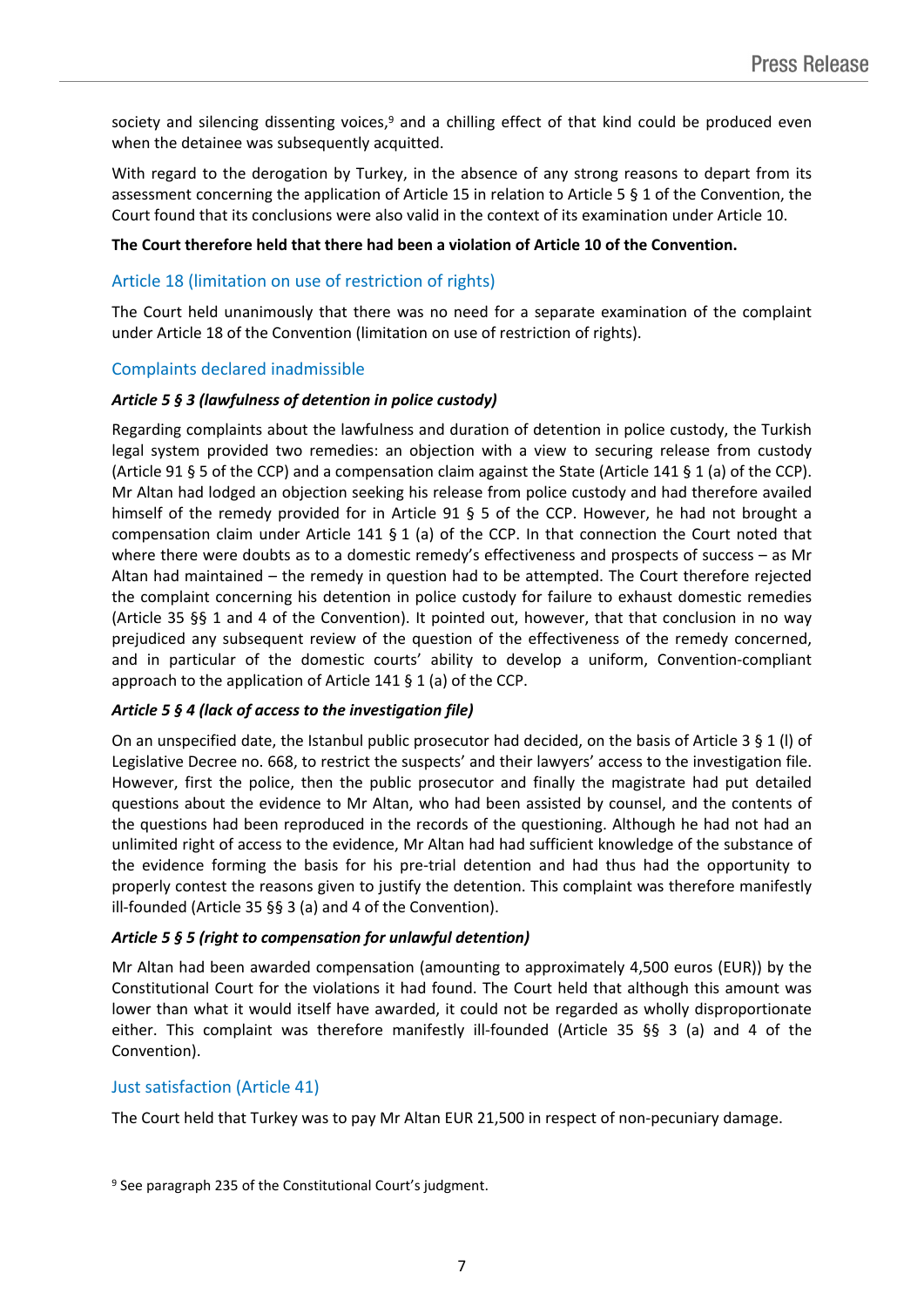society and silencing dissenting voices,[9] and a chilling effect of that kind could be produced even when the detainee was subsequently acquitted.

With regard to the derogation by Turkey, in the absence of any strong reasons to depart from its assessment concerning the application of Article 15 in relation to Article 5 § 1 of the Convention, the Court found that its conclusions were also valid in the context of its examination under Article 10.

**The Court therefore held that there had been a violation of Article 10 of the Convention.**

## Article 18 (limitation on use of restriction of rights)

The Court held unanimously that there was no need for a separate examination of the complaint under Article 18 of the Convention (limitation on use of restriction of rights).

## Complaints declared inadmissible

***Article 5 § 3 (lawfulness of detention in police custody)***

Regarding complaints about the lawfulness and duration of detention in police custody, the Turkish legal system provided two remedies: an objection with a view to securing release from custody (Article 91 § 5 of the CCP) and a compensation claim against the State (Article 141 § 1 (a) of the CCP). Mr Altan had lodged an objection seeking his release from police custody and had therefore availed himself of the remedy provided for in Article 91 § 5 of the CCP. However, he had not brought a compensation claim under Article 141 § 1 (a) of the CCP. In that connection the Court noted that where there were doubts as to a domestic remedy's effectiveness and prospects of success – as Mr Altan had maintained – the remedy in question had to be attempted. The Court therefore rejected the complaint concerning his detention in police custody for failure to exhaust domestic remedies (Article 35 §§ 1 and 4 of the Convention). It pointed out, however, that that conclusion in no way prejudiced any subsequent review of the question of the effectiveness of the remedy concerned, and in particular of the domestic courts' ability to develop a uniform, Convention-compliant approach to the application of Article 141 § 1 (a) of the CCP.

***Article 5 § 4 (lack of access to the investigation file)***

On an unspecified date, the Istanbul public prosecutor had decided, on the basis of Article 3 § 1 (l) of Legislative Decree no. 668, to restrict the suspects' and their lawyers' access to the investigation file. However, first the police, then the public prosecutor and finally the magistrate had put detailed questions about the evidence to Mr Altan, who had been assisted by counsel, and the contents of the questions had been reproduced in the records of the questioning. Although he had not had an unlimited right of access to the evidence, Mr Altan had had sufficient knowledge of the substance of the evidence forming the basis for his pre-trial detention and had thus had the opportunity to properly contest the reasons given to justify the detention. This complaint was therefore manifestly ill-founded (Article 35 §§ 3 (a) and 4 of the Convention).

***Article 5 § 5 (right to compensation for unlawful detention)***

Mr Altan had been awarded compensation (amounting to approximately 4,500 euros (EUR)) by the Constitutional Court for the violations it had found. The Court held that although this amount was lower than what it would itself have awarded, it could not be regarded as wholly disproportionate either. This complaint was therefore manifestly ill-founded (Article 35 §§ 3 (a) and 4 of the Convention).

## Just satisfaction (Article 41)

The Court held that Turkey was to pay Mr Altan EUR 21,500 in respect of non-pecuniary damage.

[9] See paragraph 235 of the Constitutional Court's judgment.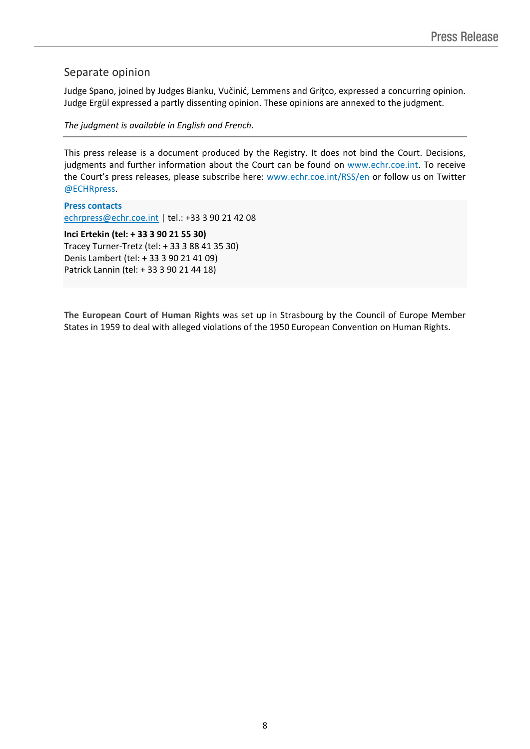## Separate opinion

Judge Spano, joined by Judges Bianku, Vučinić, Lemmens and Griţco, expressed a concurring opinion. Judge Ergül expressed a partly dissenting opinion. These opinions are annexed to the judgment.

*The judgment is available in English and French.*

---

This press release is a document produced by the Registry. It does not bind the Court. Decisions, judgments and further information about the Court can be found on www.echr.coe.int. To receive the Court's press releases, please subscribe here: www.echr.coe.int/RSS/en or follow us on Twitter @ECHRpress.

**Press contacts**
echrpress@echr.coe.int | tel.: +33 3 90 21 42 08

**Inci Ertekin (tel: + 33 3 90 21 55 30)**
Tracey Turner-Tretz (tel: + 33 3 88 41 35 30)
Denis Lambert (tel: + 33 3 90 21 41 09)
Patrick Lannin (tel: + 33 3 90 21 44 18)

**The European Court of Human Rights** was set up in Strasbourg by the Council of Europe Member States in 1959 to deal with alleged violations of the 1950 European Convention on Human Rights.